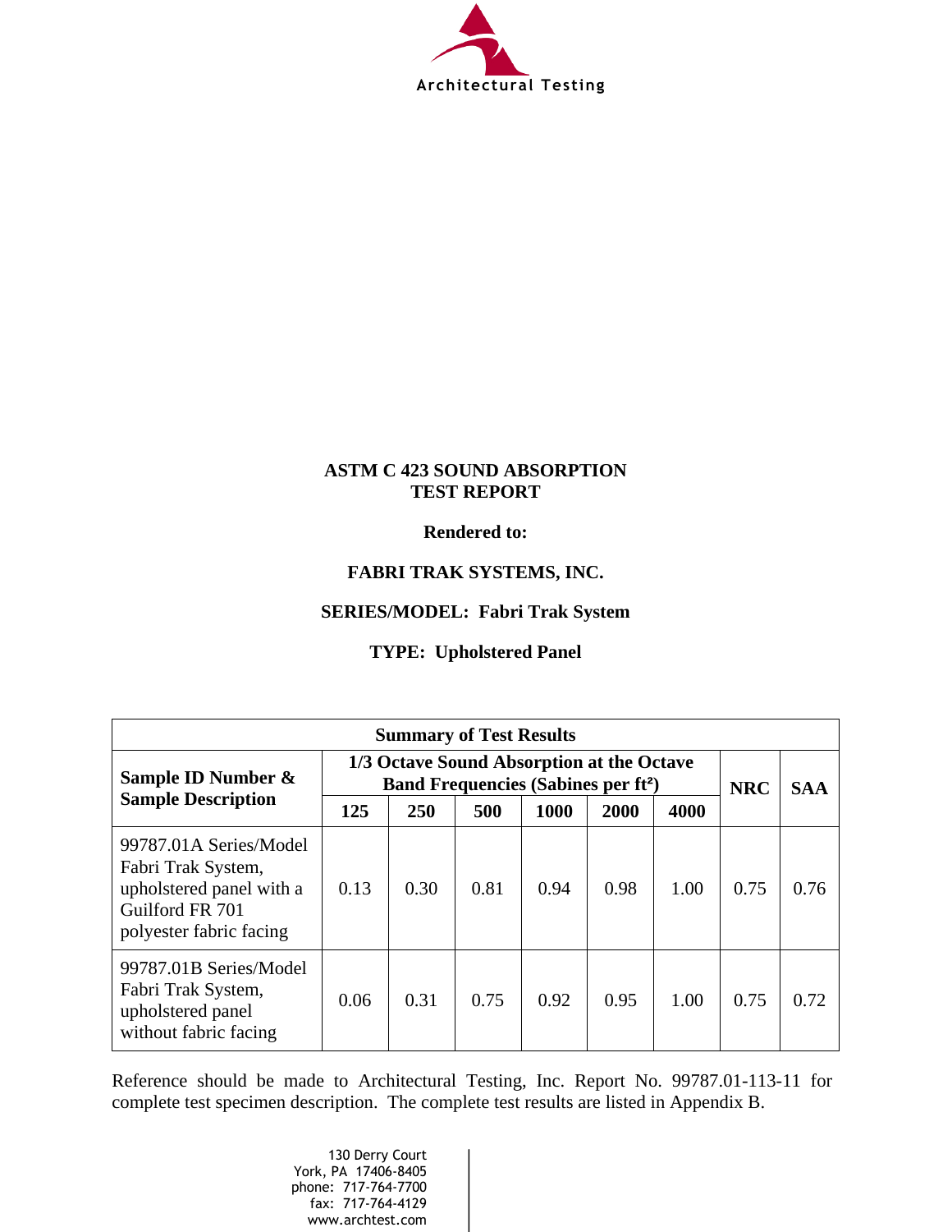Architectural Testing

**ASTM C 423 SOUND ABSORPTION TEST REPORT**

**Rendered to:**

**FABRI TRAK SYSTEMS, INC.**

**SERIES/MODEL: Fabri Trak System**

**TYPE: Upholstered Panel**

| Summary of Test Results | | | | | | | | |
|---|---|---|---|---|---|---|---|---|
| **Sample ID Number & Sample Description** | **1/3 Octave Sound Absorption at the Octave Band Frequencies (Sabines per ft²)** | | | | | | **NRC** | **SAA** |
| | **125** | **250** | **500** | **1000** | **2000** | **4000** | | |
| 99787.01A Series/Model Fabri Trak System, upholstered panel with a Guilford FR 701 polyester fabric facing | 0.13 | 0.30 | 0.81 | 0.94 | 0.98 | 1.00 | 0.75 | 0.76 |
| 99787.01B Series/Model Fabri Trak System, upholstered panel without fabric facing | 0.06 | 0.31 | 0.75 | 0.92 | 0.95 | 1.00 | 0.75 | 0.72 |

Reference should be made to Architectural Testing, Inc. Report No. 99787.01-113-11 for complete test specimen description. The complete test results are listed in Appendix B.

130 Derry Court
York, PA 17406-8405
phone: 717-764-7700
fax: 717-764-4129
www.archtest.com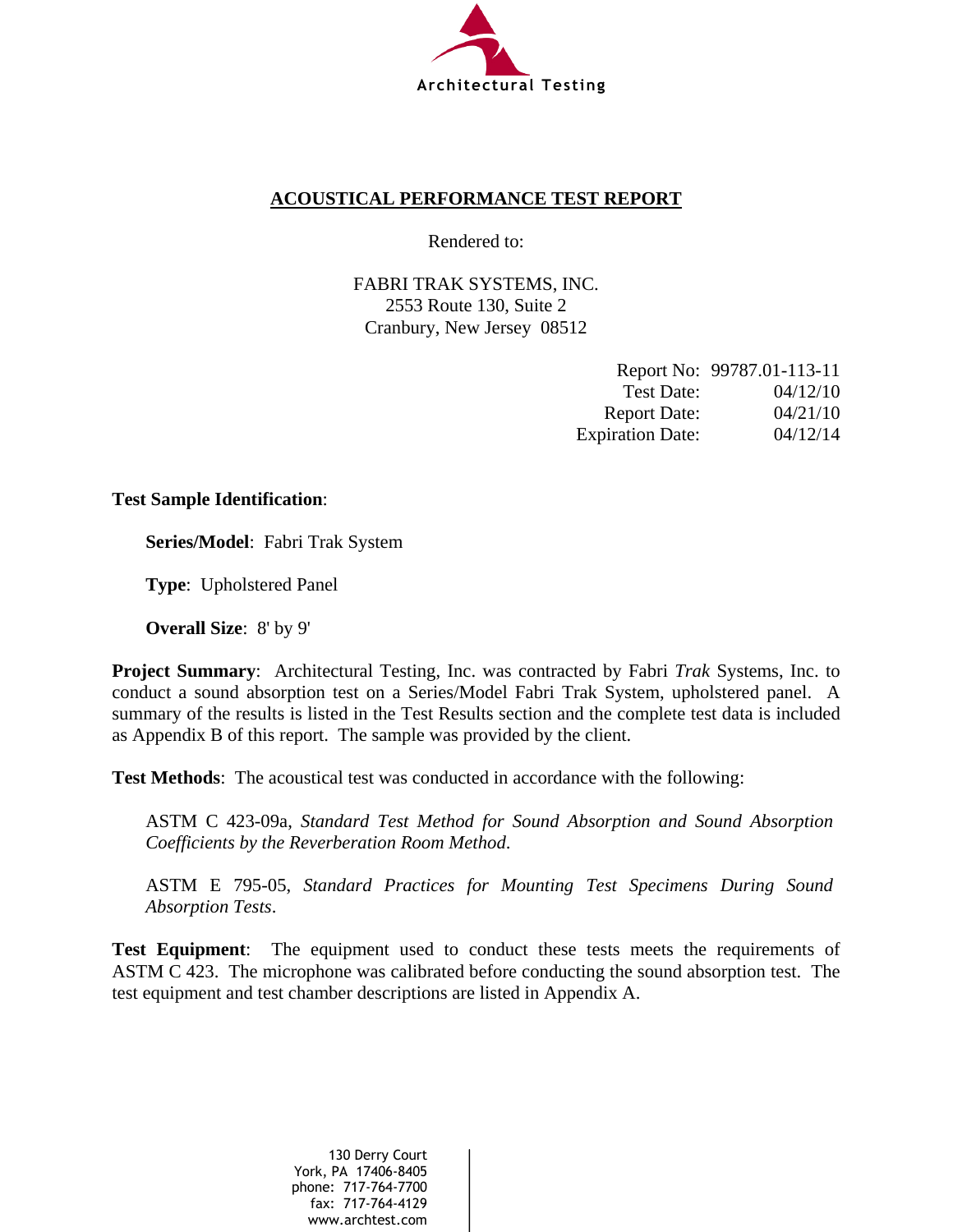Architectural Testing

## ACOUSTICAL PERFORMANCE TEST REPORT

Rendered to:

FABRI TRAK SYSTEMS, INC.
2553 Route 130, Suite 2
Cranbury, New Jersey 08512

| | |
|---|---|
| Report No: | 99787.01-113-11 |
| Test Date: | 04/12/10 |
| Report Date: | 04/21/10 |
| Expiration Date: | 04/12/14 |

**Test Sample Identification**:

**Series/Model**: Fabri Trak System

**Type**: Upholstered Panel

**Overall Size**: 8' by 9'

**Project Summary**: Architectural Testing, Inc. was contracted by Fabri *Trak* Systems, Inc. to conduct a sound absorption test on a Series/Model Fabri Trak System, upholstered panel. A summary of the results is listed in the Test Results section and the complete test data is included as Appendix B of this report. The sample was provided by the client.

**Test Methods**: The acoustical test was conducted in accordance with the following:

ASTM C 423-09a, *Standard Test Method for Sound Absorption and Sound Absorption Coefficients by the Reverberation Room Method*.

ASTM E 795-05, *Standard Practices for Mounting Test Specimens During Sound Absorption Tests*.

**Test Equipment**: The equipment used to conduct these tests meets the requirements of ASTM C 423. The microphone was calibrated before conducting the sound absorption test. The test equipment and test chamber descriptions are listed in Appendix A.

130 Derry Court
York, PA 17406-8405
phone: 717-764-7700
fax: 717-764-4129
www.archtest.com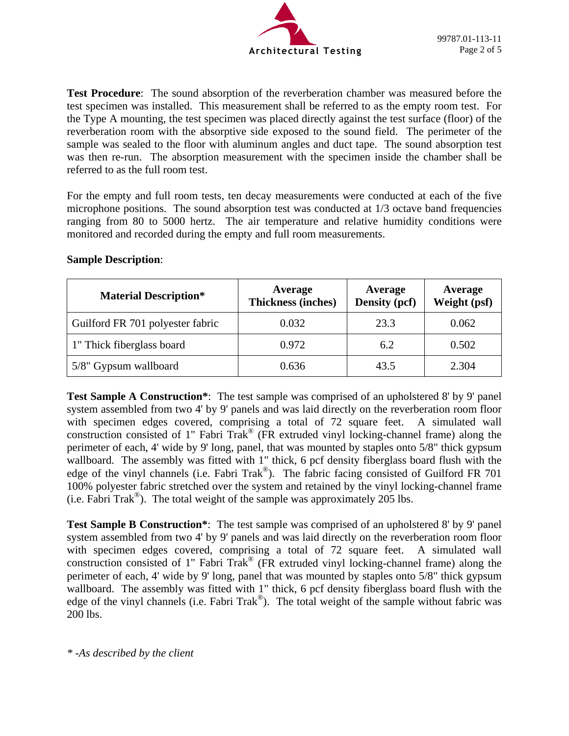**Test Procedure**: The sound absorption of the reverberation chamber was measured before the test specimen was installed. This measurement shall be referred to as the empty room test. For the Type A mounting, the test specimen was placed directly against the test surface (floor) of the reverberation room with the absorptive side exposed to the sound field. The perimeter of the sample was sealed to the floor with aluminum angles and duct tape. The sound absorption test was then re-run. The absorption measurement with the specimen inside the chamber shall be referred to as the full room test.

For the empty and full room tests, ten decay measurements were conducted at each of the five microphone positions. The sound absorption test was conducted at 1/3 octave band frequencies ranging from 80 to 5000 hertz. The air temperature and relative humidity conditions were monitored and recorded during the empty and full room measurements.

**Sample Description**:

| Material Description* | Average Thickness (inches) | Average Density (pcf) | Average Weight (psf) |
|---|---|---|---|
| Guilford FR 701 polyester fabric | 0.032 | 23.3 | 0.062 |
| 1" Thick fiberglass board | 0.972 | 6.2 | 0.502 |
| 5/8" Gypsum wallboard | 0.636 | 43.5 | 2.304 |

**Test Sample A Construction***: The test sample was comprised of an upholstered 8' by 9' panel system assembled from two 4' by 9' panels and was laid directly on the reverberation room floor with specimen edges covered, comprising a total of 72 square feet. A simulated wall construction consisted of 1" Fabri Trak® (FR extruded vinyl locking-channel frame) along the perimeter of each, 4' wide by 9' long, panel, that was mounted by staples onto 5/8" thick gypsum wallboard. The assembly was fitted with 1" thick, 6 pcf density fiberglass board flush with the edge of the vinyl channels (i.e. Fabri Trak®). The fabric facing consisted of Guilford FR 701 100% polyester fabric stretched over the system and retained by the vinyl locking-channel frame (i.e. Fabri Trak®). The total weight of the sample was approximately 205 lbs.

**Test Sample B Construction***: The test sample was comprised of an upholstered 8' by 9' panel system assembled from two 4' by 9' panels and was laid directly on the reverberation room floor with specimen edges covered, comprising a total of 72 square feet. A simulated wall construction consisted of 1" Fabri Trak® (FR extruded vinyl locking-channel frame) along the perimeter of each, 4' wide by 9' long, panel that was mounted by staples onto 5/8" thick gypsum wallboard. The assembly was fitted with 1" thick, 6 pcf density fiberglass board flush with the edge of the vinyl channels (i.e. Fabri Trak®). The total weight of the sample without fabric was 200 lbs.

*\* -As described by the client*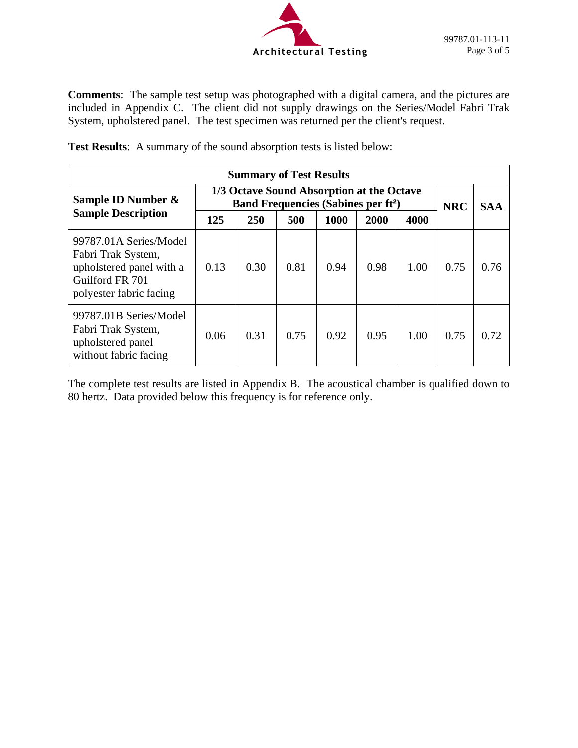**Comments**: The sample test setup was photographed with a digital camera, and the pictures are included in Appendix C. The client did not supply drawings on the Series/Model Fabri Trak System, upholstered panel. The test specimen was returned per the client's request.

**Test Results**: A summary of the sound absorption tests is listed below:

| **Summary of Test Results** | | | | | | | | |
|---|---|---|---|---|---|---|---|---|
| **Sample ID Number & Sample Description** | **1/3 Octave Sound Absorption at the Octave Band Frequencies (Sabines per ft²)** | | | | | | **NRC** | **SAA** |
| | **125** | **250** | **500** | **1000** | **2000** | **4000** | | |
| 99787.01A Series/Model Fabri Trak System, upholstered panel with a Guilford FR 701 polyester fabric facing | 0.13 | 0.30 | 0.81 | 0.94 | 0.98 | 1.00 | 0.75 | 0.76 |
| 99787.01B Series/Model Fabri Trak System, upholstered panel without fabric facing | 0.06 | 0.31 | 0.75 | 0.92 | 0.95 | 1.00 | 0.75 | 0.72 |

The complete test results are listed in Appendix B. The acoustical chamber is qualified down to 80 hertz. Data provided below this frequency is for reference only.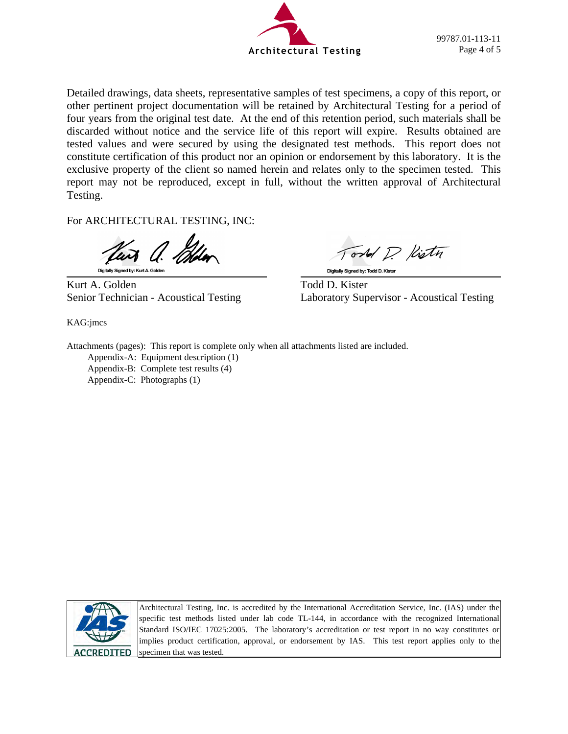Detailed drawings, data sheets, representative samples of test specimens, a copy of this report, or other pertinent project documentation will be retained by Architectural Testing for a period of four years from the original test date. At the end of this retention period, such materials shall be discarded without notice and the service life of this report will expire. Results obtained are tested values and were secured by using the designated test methods. This report does not constitute certification of this product nor an opinion or endorsement by this laboratory. It is the exclusive property of the client so named herein and relates only to the specimen tested. This report may not be reproduced, except in full, without the written approval of Architectural Testing.

For ARCHITECTURAL TESTING, INC:

| Digitally Signed by: Kurt A. Golden | Digitally Signed by: Todd D. Kister |
|---|---|
| Kurt A. Golden | Todd D. Kister |
| Senior Technician - Acoustical Testing | Laboratory Supervisor - Acoustical Testing |

KAG:jmcs

Attachments (pages): This report is complete only when all attachments listed are included.

- Appendix-A: Equipment description (1)
- Appendix-B: Complete test results (4)
- Appendix-C: Photographs (1)

ACCREDITED

Architectural Testing, Inc. is accredited by the International Accreditation Service, Inc. (IAS) under the specific test methods listed under lab code TL-144, in accordance with the recognized International Standard ISO/IEC 17025:2005. The laboratory's accreditation or test report in no way constitutes or implies product certification, approval, or endorsement by IAS. This test report applies only to the specimen that was tested.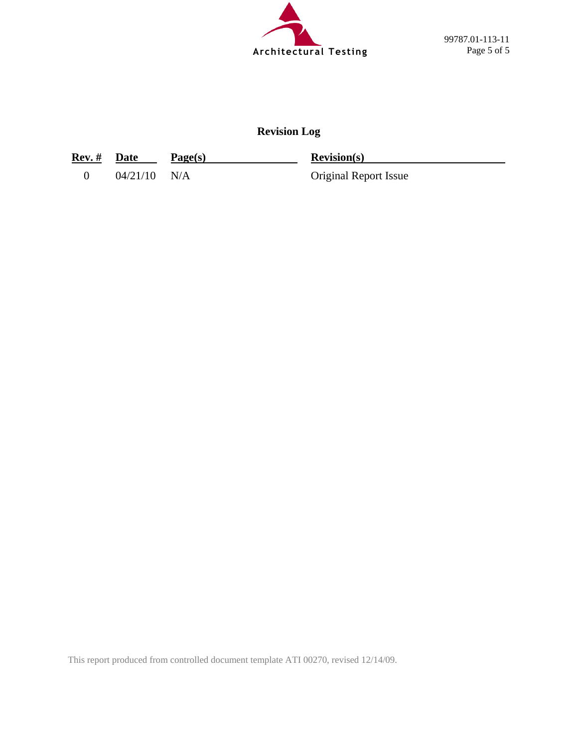## Revision Log

| Rev. # | Date | Page(s) | Revision(s) |
|---|---|---|---|
| 0 | 04/21/10 | N/A | Original Report Issue |

This report produced from controlled document template ATI 00270, revised 12/14/09.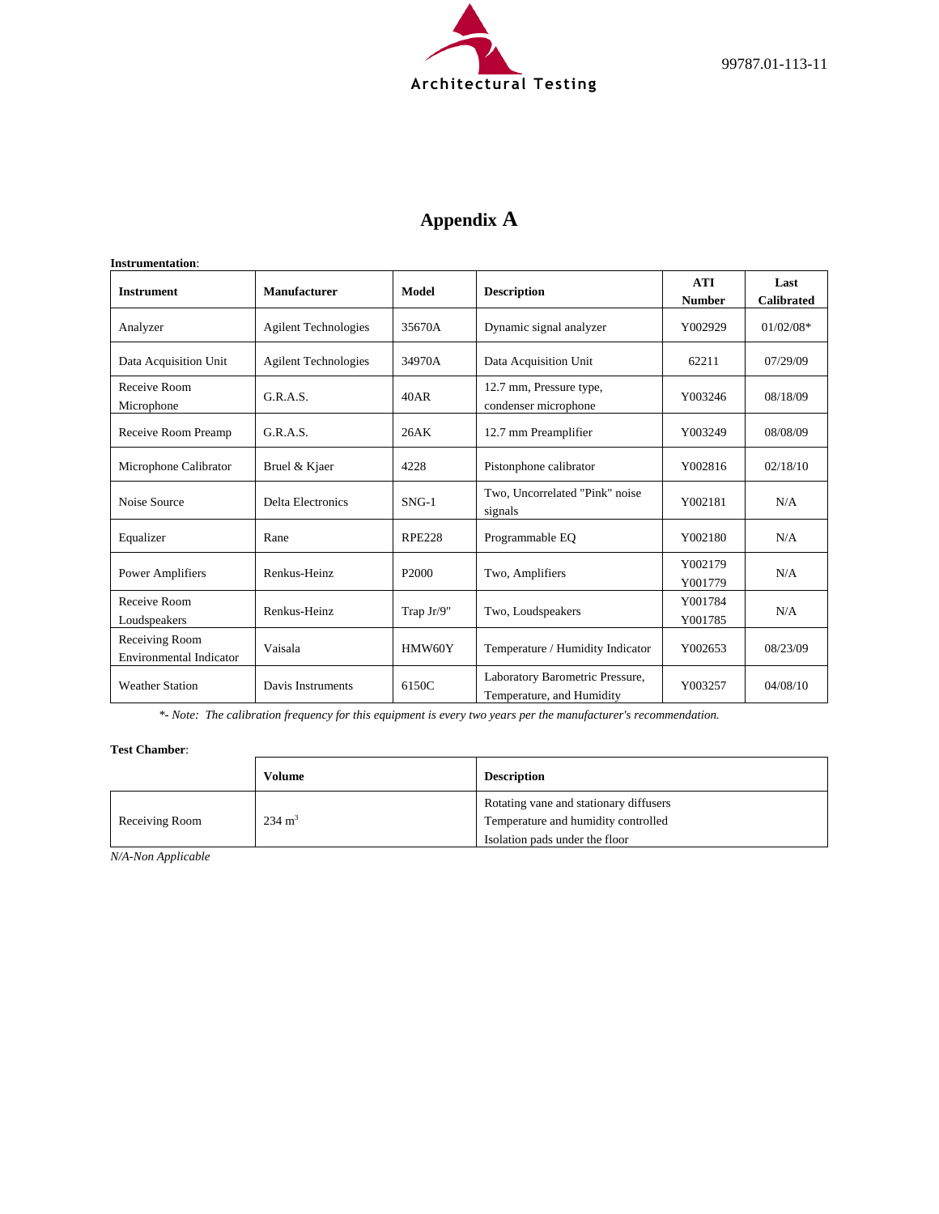# Appendix A

**Instrumentation**:

| Instrument | Manufacturer | Model | Description | ATI Number | Last Calibrated |
|---|---|---|---|---|---|
| Analyzer | Agilent Technologies | 35670A | Dynamic signal analyzer | Y002929 | 01/02/08* |
| Data Acquisition Unit | Agilent Technologies | 34970A | Data Acquisition Unit | 62211 | 07/29/09 |
| Receive Room Microphone | G.R.A.S. | 40AR | 12.7 mm, Pressure type, condenser microphone | Y003246 | 08/18/09 |
| Receive Room Preamp | G.R.A.S. | 26AK | 12.7 mm Preamplifier | Y003249 | 08/08/09 |
| Microphone Calibrator | Bruel & Kjaer | 4228 | Pistonphone calibrator | Y002816 | 02/18/10 |
| Noise Source | Delta Electronics | SNG-1 | Two, Uncorrelated "Pink" noise signals | Y002181 | N/A |
| Equalizer | Rane | RPE228 | Programmable EQ | Y002180 | N/A |
| Power Amplifiers | Renkus-Heinz | P2000 | Two, Amplifiers | Y002179 Y001779 | N/A |
| Receive Room Loudspeakers | Renkus-Heinz | Trap Jr/9" | Two, Loudspeakers | Y001784 Y001785 | N/A |
| Receiving Room Environmental Indicator | Vaisala | HMW60Y | Temperature / Humidity Indicator | Y002653 | 08/23/09 |
| Weather Station | Davis Instruments | 6150C | Laboratory Barometric Pressure, Temperature, and Humidity | Y003257 | 04/08/10 |

*\*- Note: The calibration frequency for this equipment is every two years per the manufacturer's recommendation.*

**Test Chamber**:

| | Volume | Description |
|---|---|---|
| Receiving Room | 234 $m^3$ | Rotating vane and stationary diffusers<br>Temperature and humidity controlled<br>Isolation pads under the floor |

*N/A-Non Applicable*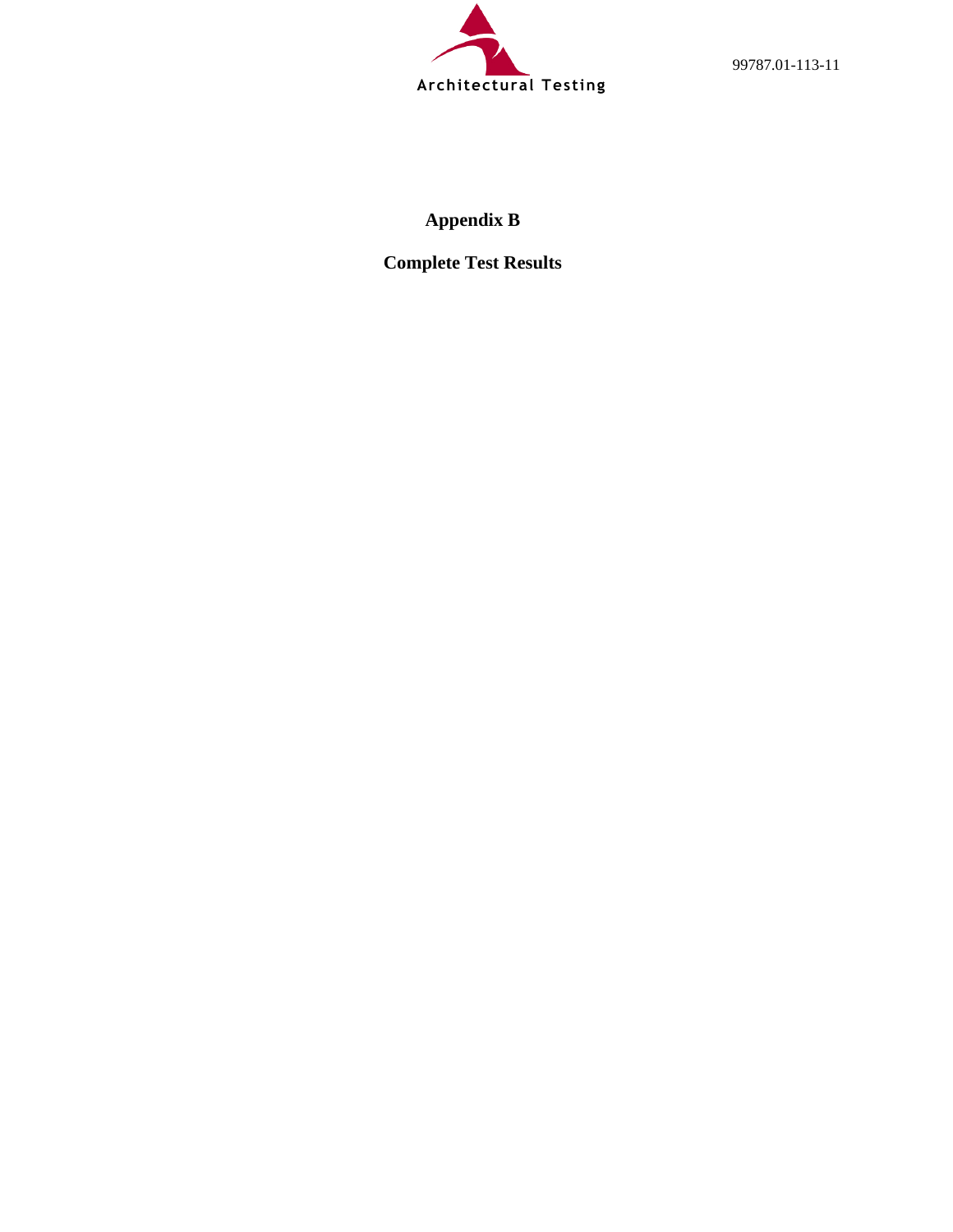# Appendix B

## Complete Test Results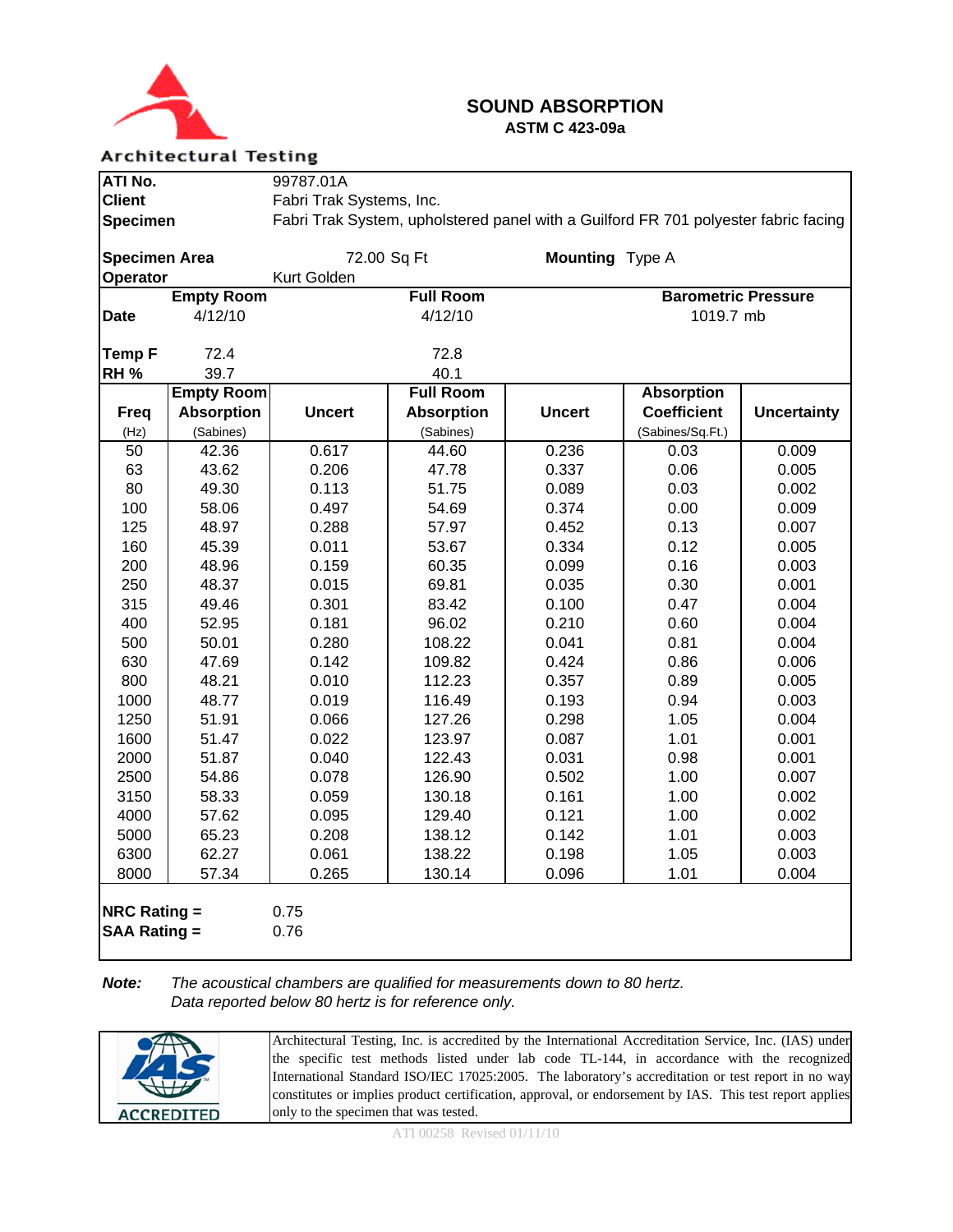Architectural Testing

# SOUND ABSORPTION

**ASTM C 423-09a**

| | |
|---|---|
| **ATI No.** | 99787.01A |
| **Client** | Fabri Trak Systems, Inc. |
| **Specimen** | Fabri Trak System, upholstered panel with a Guilford FR 701 polyester fabric facing |
| **Specimen Area** | 72.00 Sq Ft |
| **Mounting** | Type A |
| **Operator** | Kurt Golden |

| | Empty Room | Full Room | Barometric Pressure |
|---|---|---|---|
| **Date** | 4/12/10 | 4/12/10 | 1019.7 mb |
| **Temp F** | 72.4 | 72.8 | |
| **RH %** | 39.7 | 40.1 | |

| Freq (Hz) | Empty Room Absorption (Sabines) | Uncert | Full Room Absorption (Sabines) | Uncert | Absorption Coefficient (Sabines/Sq.Ft.) | Uncertainty |
|---|---|---|---|---|---|---|
| 50 | 42.36 | 0.617 | 44.60 | 0.236 | 0.03 | 0.009 |
| 63 | 43.62 | 0.206 | 47.78 | 0.337 | 0.06 | 0.005 |
| 80 | 49.30 | 0.113 | 51.75 | 0.089 | 0.03 | 0.002 |
| 100 | 58.06 | 0.497 | 54.69 | 0.374 | 0.00 | 0.009 |
| 125 | 48.97 | 0.288 | 57.97 | 0.452 | 0.13 | 0.007 |
| 160 | 45.39 | 0.011 | 53.67 | 0.334 | 0.12 | 0.005 |
| 200 | 48.96 | 0.159 | 60.35 | 0.099 | 0.16 | 0.003 |
| 250 | 48.37 | 0.015 | 69.81 | 0.035 | 0.30 | 0.001 |
| 315 | 49.46 | 0.301 | 83.42 | 0.100 | 0.47 | 0.004 |
| 400 | 52.95 | 0.181 | 96.02 | 0.210 | 0.60 | 0.004 |
| 500 | 50.01 | 0.280 | 108.22 | 0.041 | 0.81 | 0.004 |
| 630 | 47.69 | 0.142 | 109.82 | 0.424 | 0.86 | 0.006 |
| 800 | 48.21 | 0.010 | 112.23 | 0.357 | 0.89 | 0.005 |
| 1000 | 48.77 | 0.019 | 116.49 | 0.193 | 0.94 | 0.003 |
| 1250 | 51.91 | 0.066 | 127.26 | 0.298 | 1.05 | 0.004 |
| 1600 | 51.47 | 0.022 | 123.97 | 0.087 | 1.01 | 0.001 |
| 2000 | 51.87 | 0.040 | 122.43 | 0.031 | 0.98 | 0.001 |
| 2500 | 54.86 | 0.078 | 126.90 | 0.502 | 1.00 | 0.007 |
| 3150 | 58.33 | 0.059 | 130.18 | 0.161 | 1.00 | 0.002 |
| 4000 | 57.62 | 0.095 | 129.40 | 0.121 | 1.00 | 0.002 |
| 5000 | 65.23 | 0.208 | 138.12 | 0.142 | 1.01 | 0.003 |
| 6300 | 62.27 | 0.061 | 138.22 | 0.198 | 1.05 | 0.003 |
| 8000 | 57.34 | 0.265 | 130.14 | 0.096 | 1.01 | 0.004 |

**NRC Rating =** 0.75
**SAA Rating =** 0.76

**Note:** *The acoustical chambers are qualified for measurements down to 80 hertz. Data reported below 80 hertz is for reference only.*

IAS ACCREDITED

Architectural Testing, Inc. is accredited by the International Accreditation Service, Inc. (IAS) under the specific test methods listed under lab code TL-144, in accordance with the recognized International Standard ISO/IEC 17025:2005. The laboratory's accreditation or test report in no way constitutes or implies product certification, approval, or endorsement by IAS. This test report applies only to the specimen that was tested.

ATI 00258 Revised 01/11/10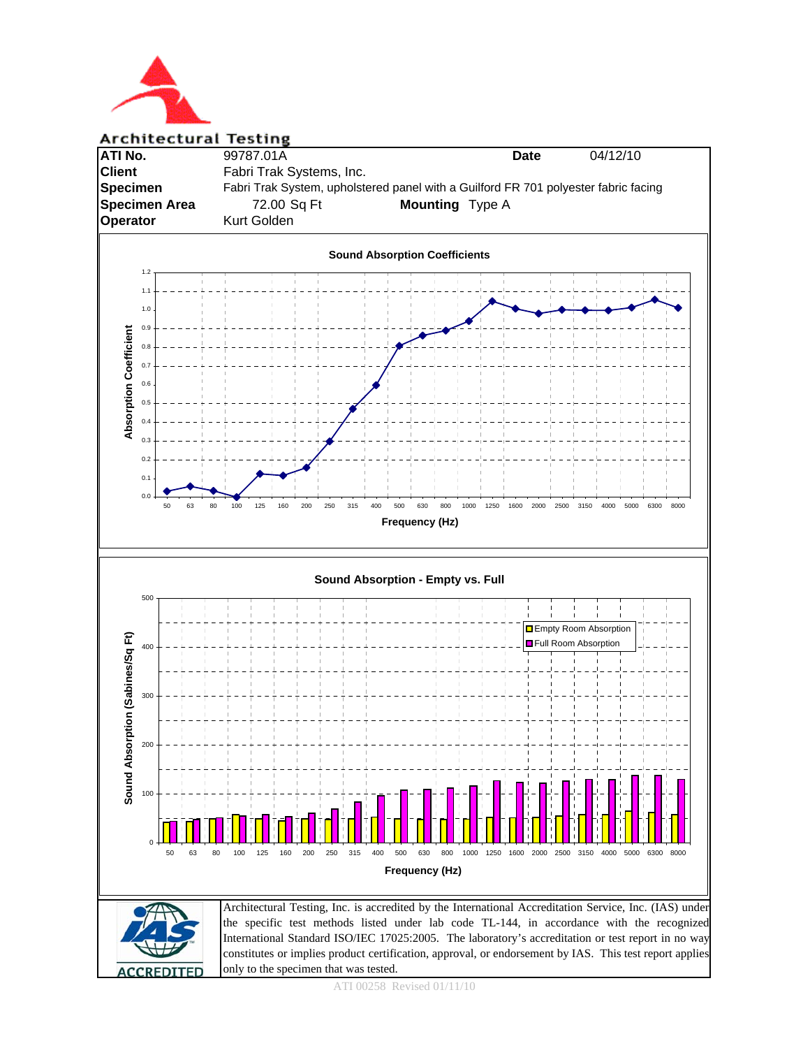Architectural Testing

| | | | |
|---|---|---|---|
| **ATI No.** | 99787.01A | **Date** | 04/12/10 |
| **Client** | Fabri Trak Systems, Inc. | | |
| **Specimen** | Fabri Trak System, upholstered panel with a Guilford FR 701 polyester fabric facing | | |
| **Specimen Area** | 72.00 Sq Ft | **Mounting** | Type A |
| **Operator** | Kurt Golden | | |

**Sound Absorption Coefficients**

Absorption Coefficient (0.0 – 1.2) vs. Frequency (Hz): 50, 63, 80, 100, 125, 160, 200, 250, 315, 400, 500, 630, 800, 1000, 1250, 1600, 2000, 2500, 3150, 4000, 5000, 6300, 8000

**Sound Absorption - Empty vs. Full**

Sound Absorption (Sabines/Sq Ft) (0 – 500) vs. Frequency (Hz): 50, 63, 80, 100, 125, 160, 200, 250, 315, 400, 500, 630, 800, 1000, 1250, 1600, 2000, 2500, 3150, 4000, 5000, 6300, 8000

Legend: Empty Room Absorption; Full Room Absorption

IAS ACCREDITED

Architectural Testing, Inc. is accredited by the International Accreditation Service, Inc. (IAS) under the specific test methods listed under lab code TL-144, in accordance with the recognized International Standard ISO/IEC 17025:2005. The laboratory's accreditation or test report in no way constitutes or implies product certification, approval, or endorsement by IAS. This test report applies only to the specimen that was tested.

ATI 00258 Revised 01/11/10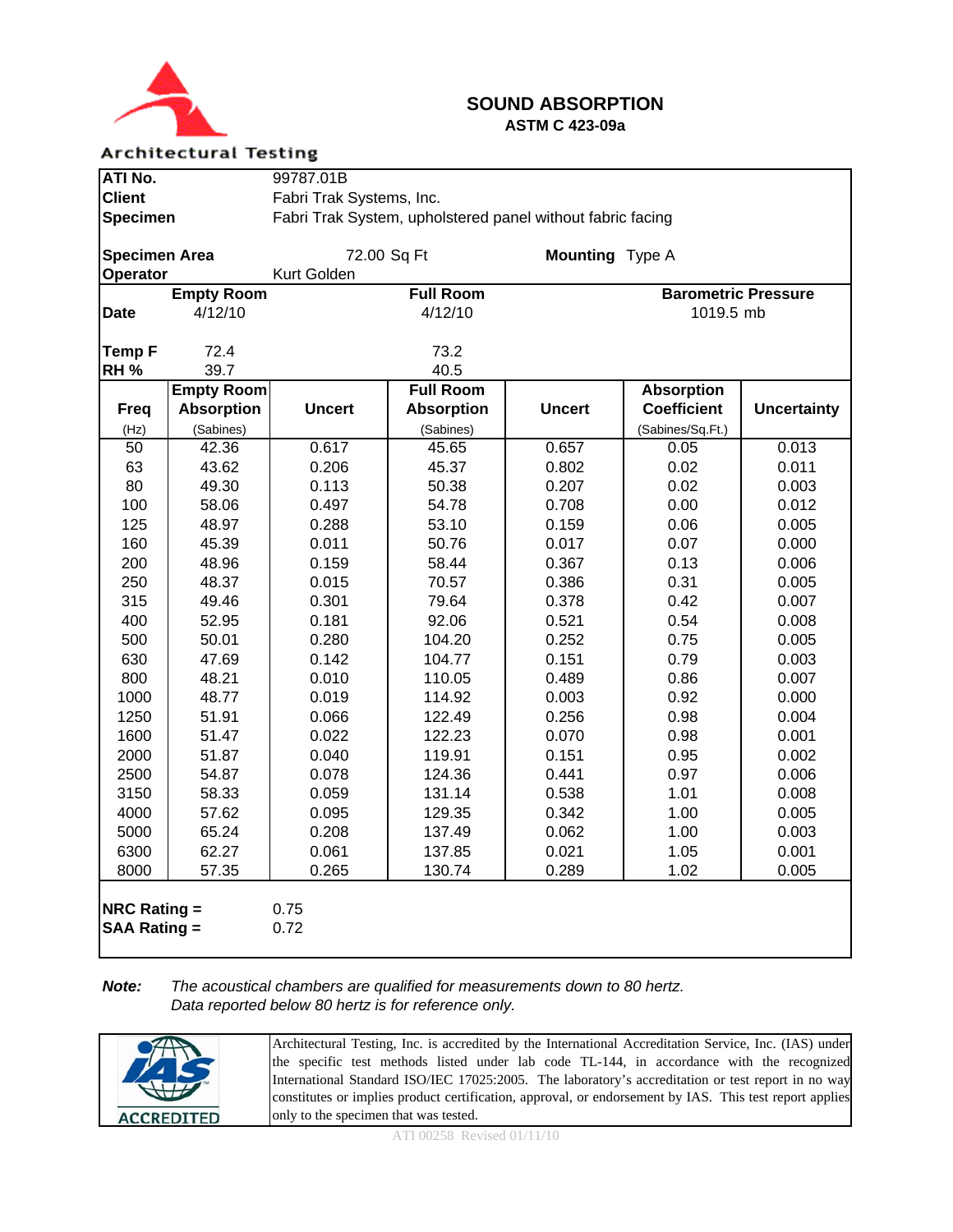Architectural Testing

# SOUND ABSORPTION

## ASTM C 423-09a

| | | | |
|---|---|---|---|
| **ATI No.** | 99787.01B | | |
| **Client** | Fabri Trak Systems, Inc. | | |
| **Specimen** | Fabri Trak System, upholstered panel without fabric facing | | |
| **Specimen Area** | 72.00 Sq Ft | **Mounting** | Type A |
| **Operator** | Kurt Golden | | |

| | Empty Room | Full Room | Barometric Pressure |
|---|---|---|---|
| **Date** | 4/12/10 | 4/12/10 | 1019.5 mb |
| **Temp F** | 72.4 | 73.2 | |
| **RH %** | 39.7 | 40.5 | |

| Freq (Hz) | Empty Room Absorption (Sabines) | Uncert | Full Room Absorption (Sabines) | Uncert | Absorption Coefficient (Sabines/Sq.Ft.) | Uncertainty |
|---|---|---|---|---|---|---|
| 50 | 42.36 | 0.617 | 45.65 | 0.657 | 0.05 | 0.013 |
| 63 | 43.62 | 0.206 | 45.37 | 0.802 | 0.02 | 0.011 |
| 80 | 49.30 | 0.113 | 50.38 | 0.207 | 0.02 | 0.003 |
| 100 | 58.06 | 0.497 | 54.78 | 0.708 | 0.00 | 0.012 |
| 125 | 48.97 | 0.288 | 53.10 | 0.159 | 0.06 | 0.005 |
| 160 | 45.39 | 0.011 | 50.76 | 0.017 | 0.07 | 0.000 |
| 200 | 48.96 | 0.159 | 58.44 | 0.367 | 0.13 | 0.006 |
| 250 | 48.37 | 0.015 | 70.57 | 0.386 | 0.31 | 0.005 |
| 315 | 49.46 | 0.301 | 79.64 | 0.378 | 0.42 | 0.007 |
| 400 | 52.95 | 0.181 | 92.06 | 0.521 | 0.54 | 0.008 |
| 500 | 50.01 | 0.280 | 104.20 | 0.252 | 0.75 | 0.005 |
| 630 | 47.69 | 0.142 | 104.77 | 0.151 | 0.79 | 0.003 |
| 800 | 48.21 | 0.010 | 110.05 | 0.489 | 0.86 | 0.007 |
| 1000 | 48.77 | 0.019 | 114.92 | 0.003 | 0.92 | 0.000 |
| 1250 | 51.91 | 0.066 | 122.49 | 0.256 | 0.98 | 0.004 |
| 1600 | 51.47 | 0.022 | 122.23 | 0.070 | 0.98 | 0.001 |
| 2000 | 51.87 | 0.040 | 119.91 | 0.151 | 0.95 | 0.002 |
| 2500 | 54.87 | 0.078 | 124.36 | 0.441 | 0.97 | 0.006 |
| 3150 | 58.33 | 0.059 | 131.14 | 0.538 | 1.01 | 0.008 |
| 4000 | 57.62 | 0.095 | 129.35 | 0.342 | 1.00 | 0.005 |
| 5000 | 65.24 | 0.208 | 137.49 | 0.062 | 1.00 | 0.003 |
| 6300 | 62.27 | 0.061 | 137.85 | 0.021 | 1.05 | 0.001 |
| 8000 | 57.35 | 0.265 | 130.74 | 0.289 | 1.02 | 0.005 |

**NRC Rating =** 0.75
**SAA Rating =** 0.72

***Note:*** *The acoustical chambers are qualified for measurements down to 80 hertz. Data reported below 80 hertz is for reference only.*

IAS ACCREDITED

Architectural Testing, Inc. is accredited by the International Accreditation Service, Inc. (IAS) under the specific test methods listed under lab code TL-144, in accordance with the recognized International Standard ISO/IEC 17025:2005. The laboratory's accreditation or test report in no way constitutes or implies product certification, approval, or endorsement by IAS. This test report applies only to the specimen that was tested.

ATI 00258 Revised 01/11/10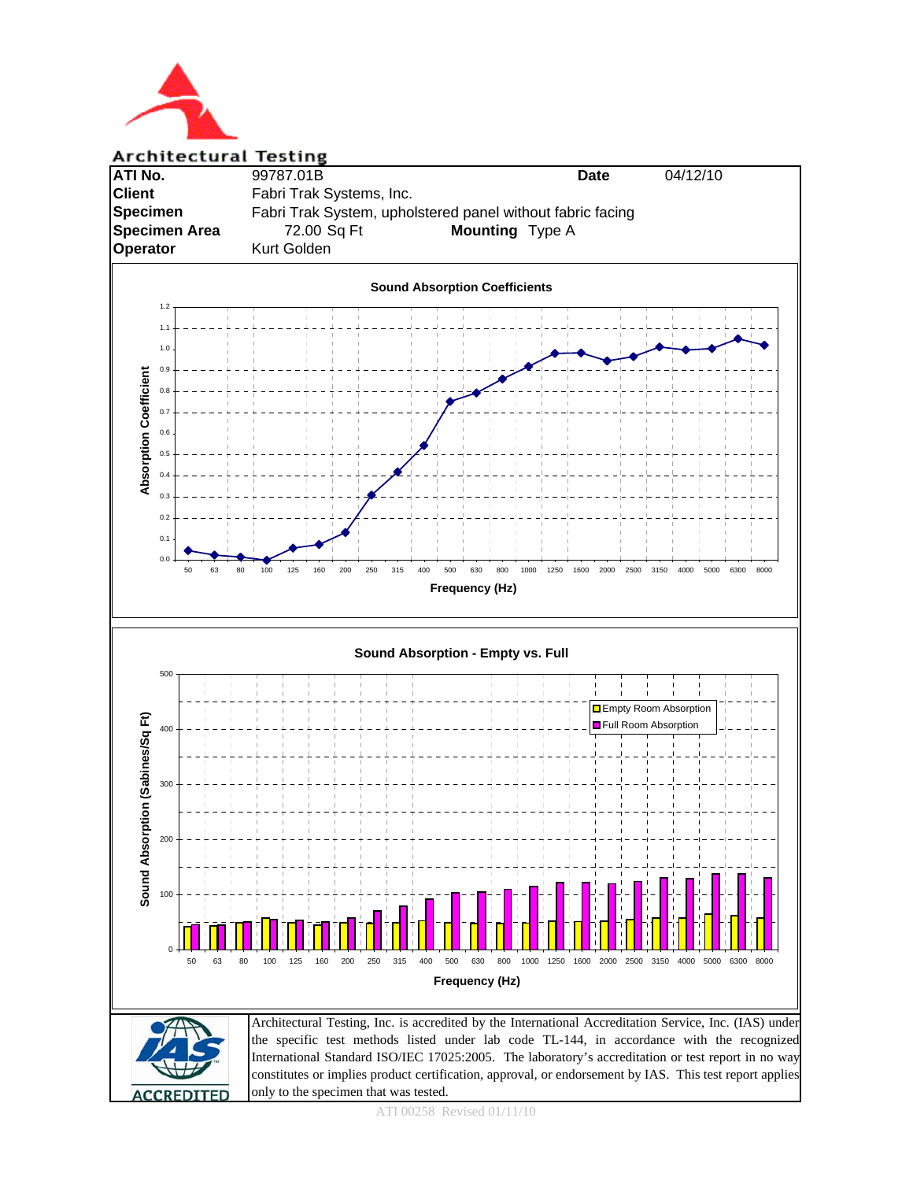Architectural Testing

| | | | |
|---|---|---|---|
| **ATI No.** | 99787.01B | **Date** | 04/12/10 |
| **Client** | Fabri Trak Systems, Inc. | | |
| **Specimen** | Fabri Trak System, upholstered panel without fabric facing | | |
| **Specimen Area** | 72.00 Sq Ft | **Mounting** | Type A |
| **Operator** | Kurt Golden | | |

**Sound Absorption Coefficients**

**Sound Absorption - Empty vs. Full**

Architectural Testing, Inc. is accredited by the International Accreditation Service, Inc. (IAS) under the specific test methods listed under lab code TL-144, in accordance with the recognized International Standard ISO/IEC 17025:2005. The laboratory's accreditation or test report in no way constitutes or implies product certification, approval, or endorsement by IAS. This test report applies only to the specimen that was tested.

ATI 00258 Revised 01/11/10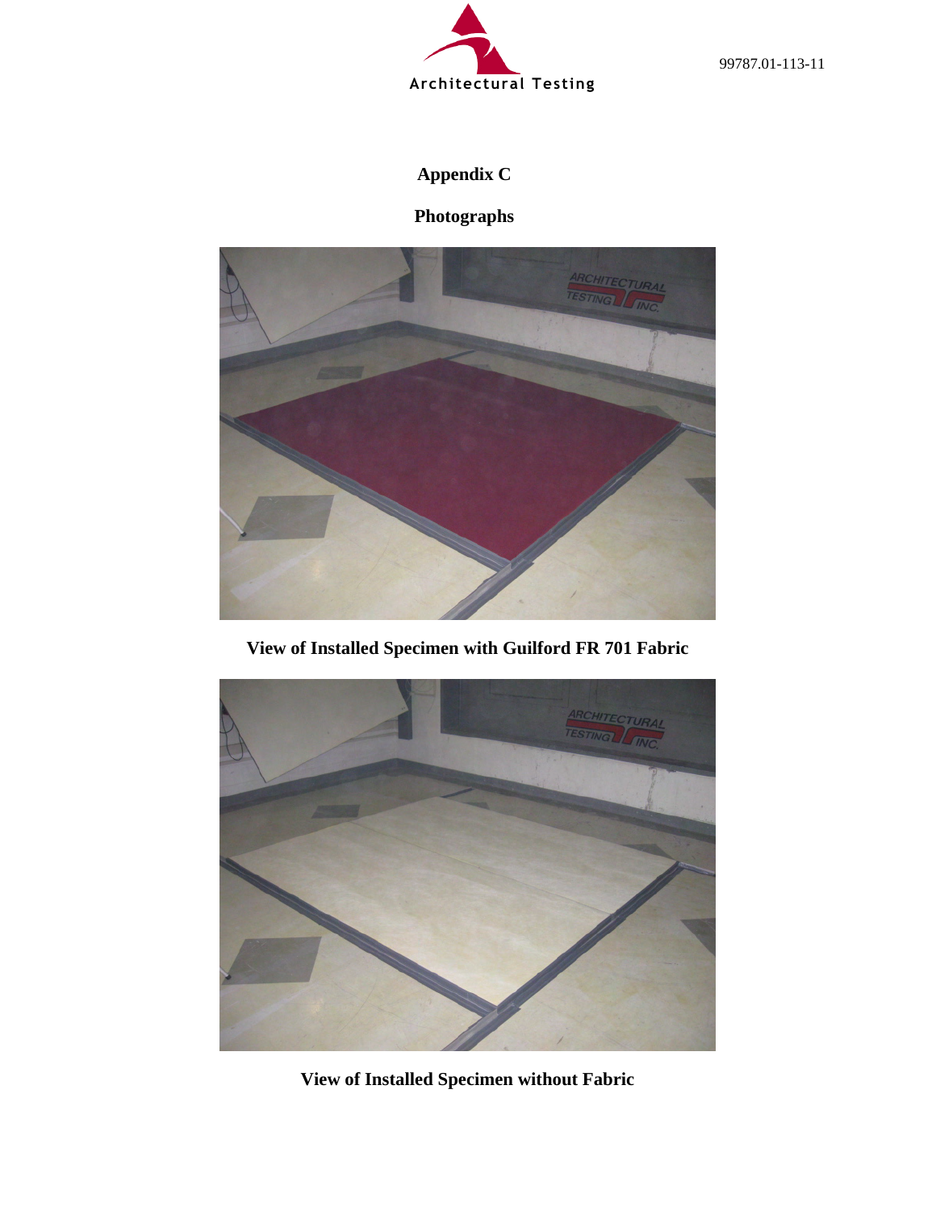# Appendix C

## Photographs

**View of Installed Specimen with Guilford FR 701 Fabric**

**View of Installed Specimen without Fabric**